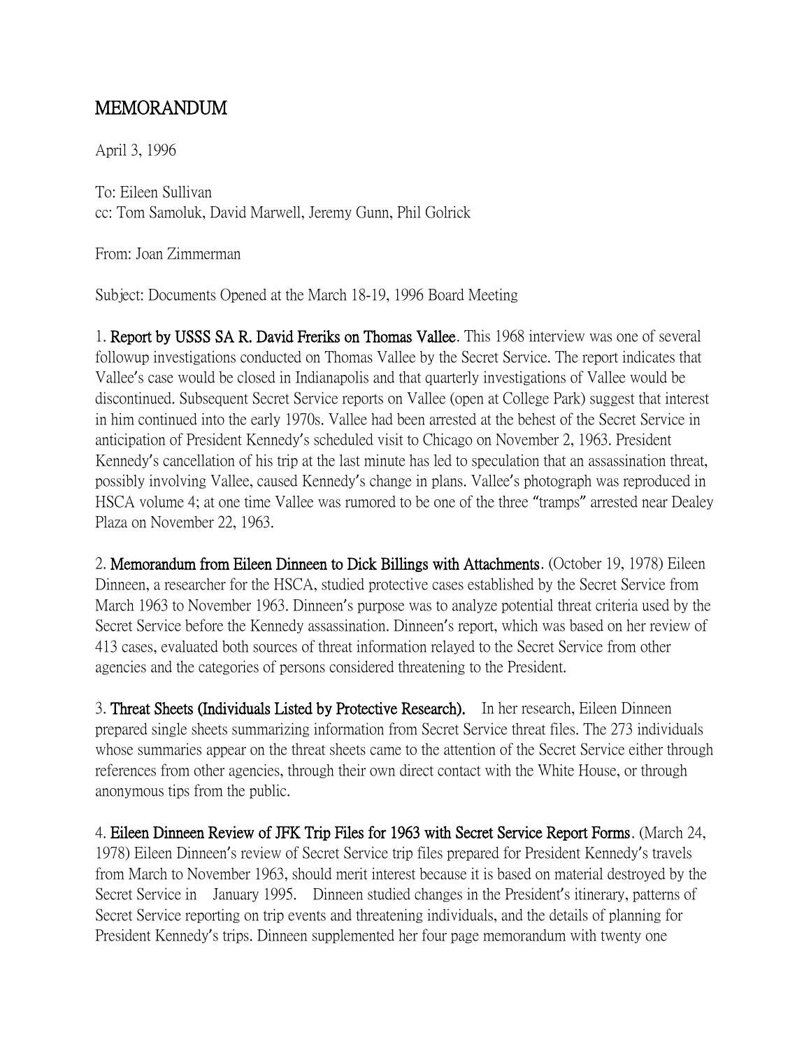# MEMORANDUM

April 3, 1996

To: Eileen Sullivan
cc: Tom Samoluk, David Marwell, Jeremy Gunn, Phil Golrick

From: Joan Zimmerman

Subject: Documents Opened at the March 18-19, 1996 Board Meeting

1. **Report by USSS SA R. David Freriks on Thomas Vallee**. This 1968 interview was one of several followup investigations conducted on Thomas Vallee by the Secret Service. The report indicates that Vallee's case would be closed in Indianapolis and that quarterly investigations of Vallee would be discontinued. Subsequent Secret Service reports on Vallee (open at College Park) suggest that interest in him continued into the early 1970s. Vallee had been arrested at the behest of the Secret Service in anticipation of President Kennedy's scheduled visit to Chicago on November 2, 1963. President Kennedy's cancellation of his trip at the last minute has led to speculation that an assassination threat, possibly involving Vallee, caused Kennedy's change in plans. Vallee's photograph was reproduced in HSCA volume 4; at one time Vallee was rumored to be one of the three "tramps" arrested near Dealey Plaza on November 22, 1963.

2. **Memorandum from Eileen Dinneen to Dick Billings with Attachments**. (October 19, 1978) Eileen Dinneen, a researcher for the HSCA, studied protective cases established by the Secret Service from March 1963 to November 1963. Dinneen's purpose was to analyze potential threat criteria used by the Secret Service before the Kennedy assassination. Dinneen's report, which was based on her review of 413 cases, evaluated both sources of threat information relayed to the Secret Service from other agencies and the categories of persons considered threatening to the President.

3. **Threat Sheets (Individuals Listed by Protective Research).** In her research, Eileen Dinneen prepared single sheets summarizing information from Secret Service threat files. The 273 individuals whose summaries appear on the threat sheets came to the attention of the Secret Service either through references from other agencies, through their own direct contact with the White House, or through anonymous tips from the public.

4. **Eileen Dinneen Review of JFK Trip Files for 1963 with Secret Service Report Forms**. (March 24, 1978) Eileen Dinneen's review of Secret Service trip files prepared for President Kennedy's travels from March to November 1963, should merit interest because it is based on material destroyed by the Secret Service in January 1995. Dinneen studied changes in the President's itinerary, patterns of Secret Service reporting on trip events and threatening individuals, and the details of planning for President Kennedy's trips. Dinneen supplemented her four page memorandum with twenty one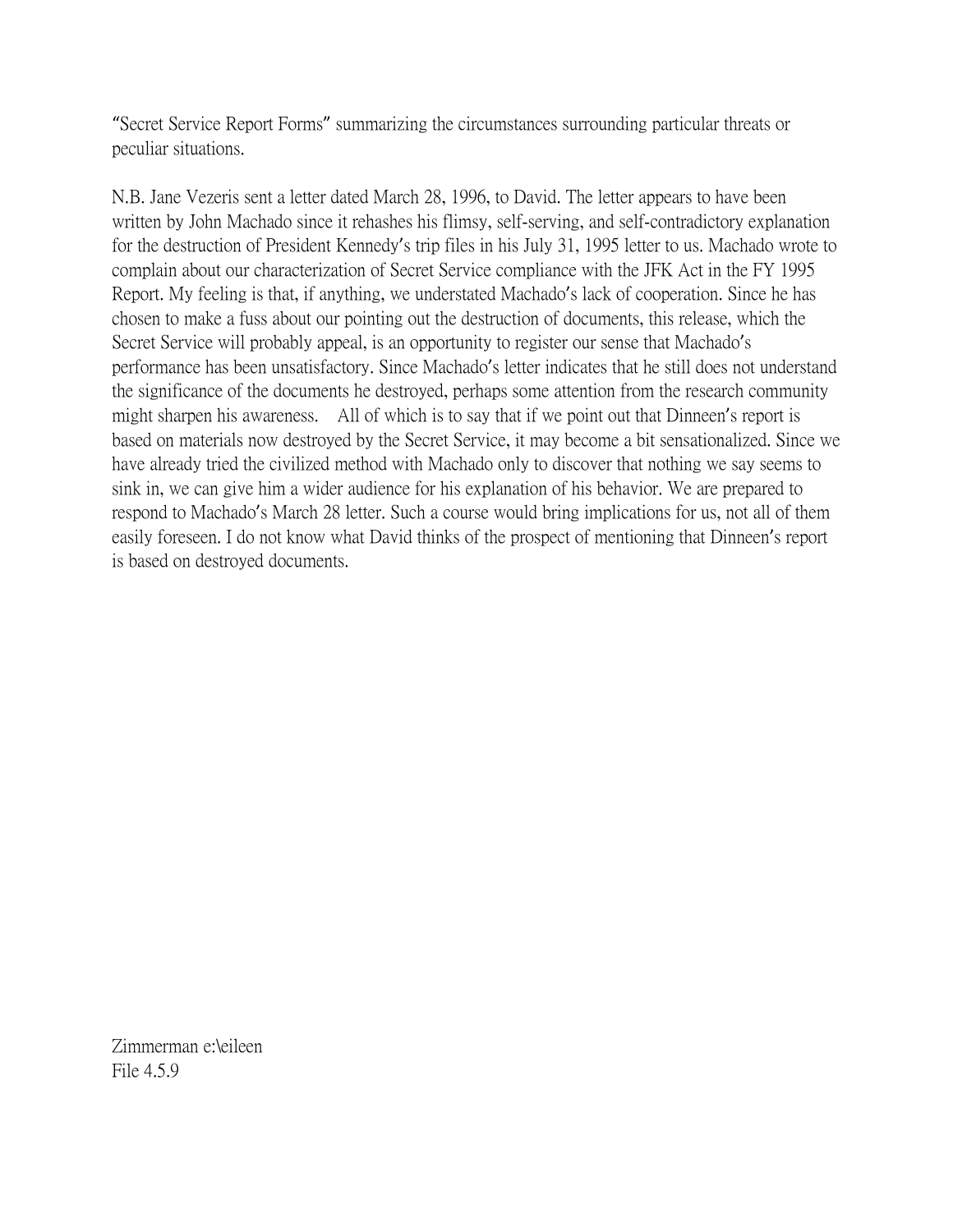"Secret Service Report Forms" summarizing the circumstances surrounding particular threats or peculiar situations.

N.B. Jane Vezeris sent a letter dated March 28, 1996, to David. The letter appears to have been written by John Machado since it rehashes his flimsy, self-serving, and self-contradictory explanation for the destruction of President Kennedy's trip files in his July 31, 1995 letter to us. Machado wrote to complain about our characterization of Secret Service compliance with the JFK Act in the FY 1995 Report. My feeling is that, if anything, we understated Machado's lack of cooperation. Since he has chosen to make a fuss about our pointing out the destruction of documents, this release, which the Secret Service will probably appeal, is an opportunity to register our sense that Machado's performance has been unsatisfactory. Since Machado's letter indicates that he still does not understand the significance of the documents he destroyed, perhaps some attention from the research community might sharpen his awareness. All of which is to say that if we point out that Dinneen's report is based on materials now destroyed by the Secret Service, it may become a bit sensationalized. Since we have already tried the civilized method with Machado only to discover that nothing we say seems to sink in, we can give him a wider audience for his explanation of his behavior. We are prepared to respond to Machado's March 28 letter. Such a course would bring implications for us, not all of them easily foreseen. I do not know what David thinks of the prospect of mentioning that Dinneen's report is based on destroyed documents.

Zimmerman e:\eileen
File 4.5.9